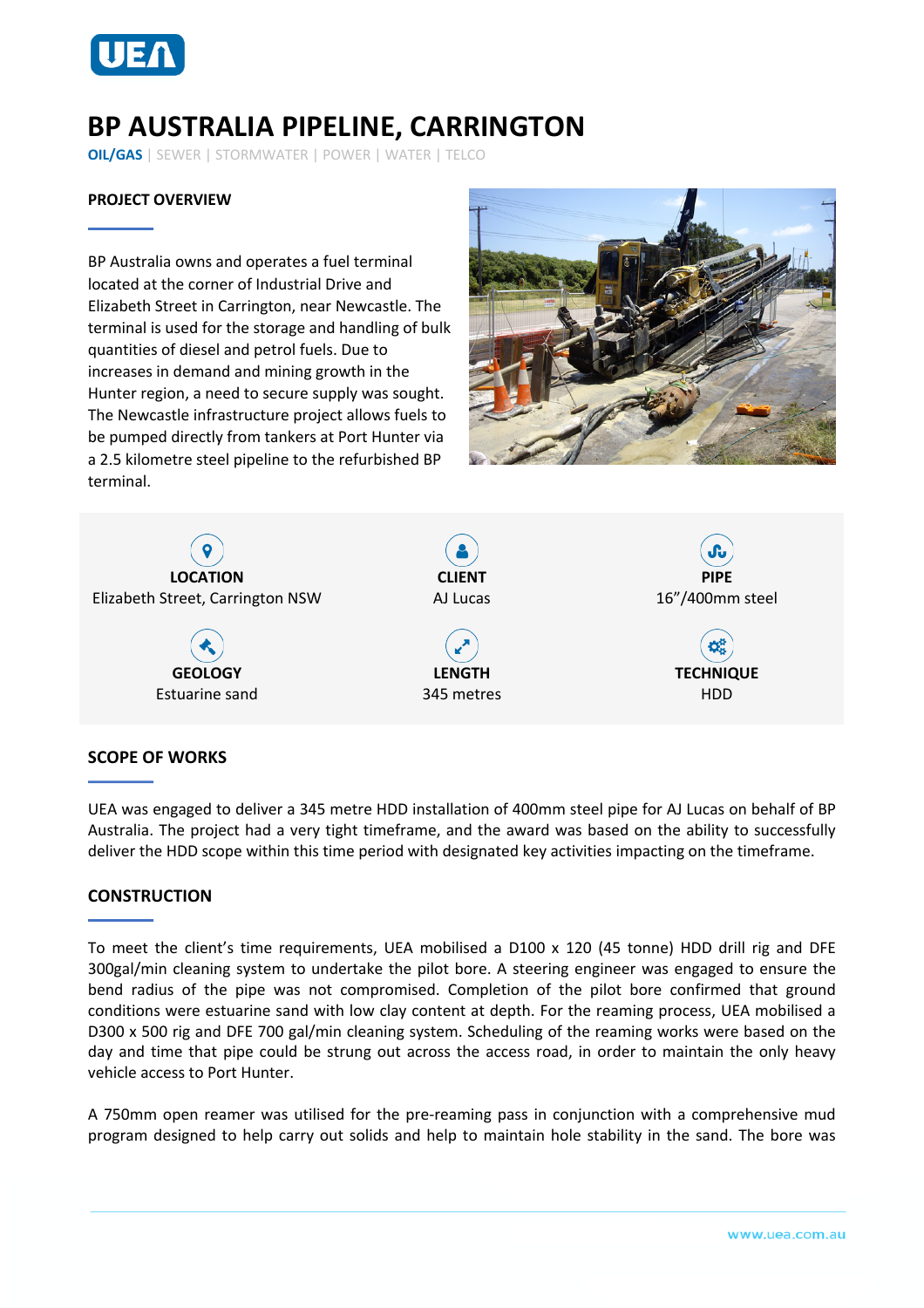# BP AUSTRALIA PIPELINE, CARRINGTON

**OIL/GAS** | SEWER | STORMWATER | POWER | WATER | TELCO

## PROJECT OVERVIEW

BP Australia owns and operates a fuel terminal located at the corner of Industrial Drive and Elizabeth Street in Carrington, near Newcastle. The terminal is used for the storage and handling of bulk quantities of diesel and petrol fuels. Due to increases in demand and mining growth in the Hunter region, a need to secure supply was sought. The Newcastle infrastructure project allows fuels to be pumped directly from tankers at Port Hunter via a 2.5 kilometre steel pipeline to the refurbished BP terminal.

| LOCATION | CLIENT | PIPE |
|---|---|---|
| Elizabeth Street, Carrington NSW | AJ Lucas | 16"/400mm steel |
| **GEOLOGY** | **LENGTH** | **TECHNIQUE** |
| Estuarine sand | 345 metres | HDD |

## SCOPE OF WORKS

UEA was engaged to deliver a 345 metre HDD installation of 400mm steel pipe for AJ Lucas on behalf of BP Australia. The project had a very tight timeframe, and the award was based on the ability to successfully deliver the HDD scope within this time period with designated key activities impacting on the timeframe.

## CONSTRUCTION

To meet the client's time requirements, UEA mobilised a D100 x 120 (45 tonne) HDD drill rig and DFE 300gal/min cleaning system to undertake the pilot bore. A steering engineer was engaged to ensure the bend radius of the pipe was not compromised. Completion of the pilot bore confirmed that ground conditions were estuarine sand with low clay content at depth. For the reaming process, UEA mobilised a D300 x 500 rig and DFE 700 gal/min cleaning system. Scheduling of the reaming works were based on the day and time that pipe could be strung out across the access road, in order to maintain the only heavy vehicle access to Port Hunter.

A 750mm open reamer was utilised for the pre-reaming pass in conjunction with a comprehensive mud program designed to help carry out solids and help to maintain hole stability in the sand. The bore was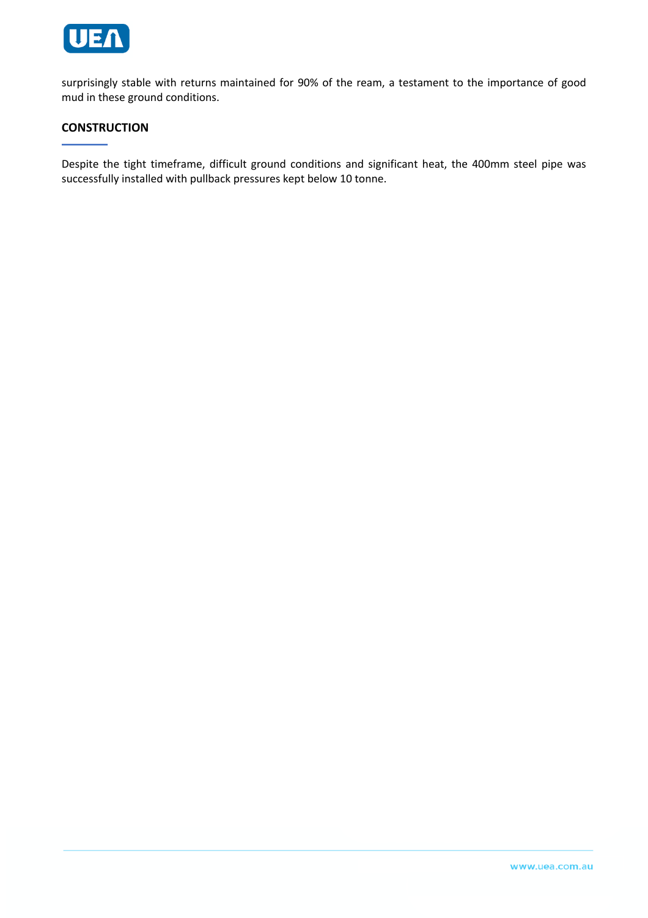surprisingly stable with returns maintained for 90% of the ream, a testament to the importance of good mud in these ground conditions.

## CONSTRUCTION

Despite the tight timeframe, difficult ground conditions and significant heat, the 400mm steel pipe was successfully installed with pullback pressures kept below 10 tonne.